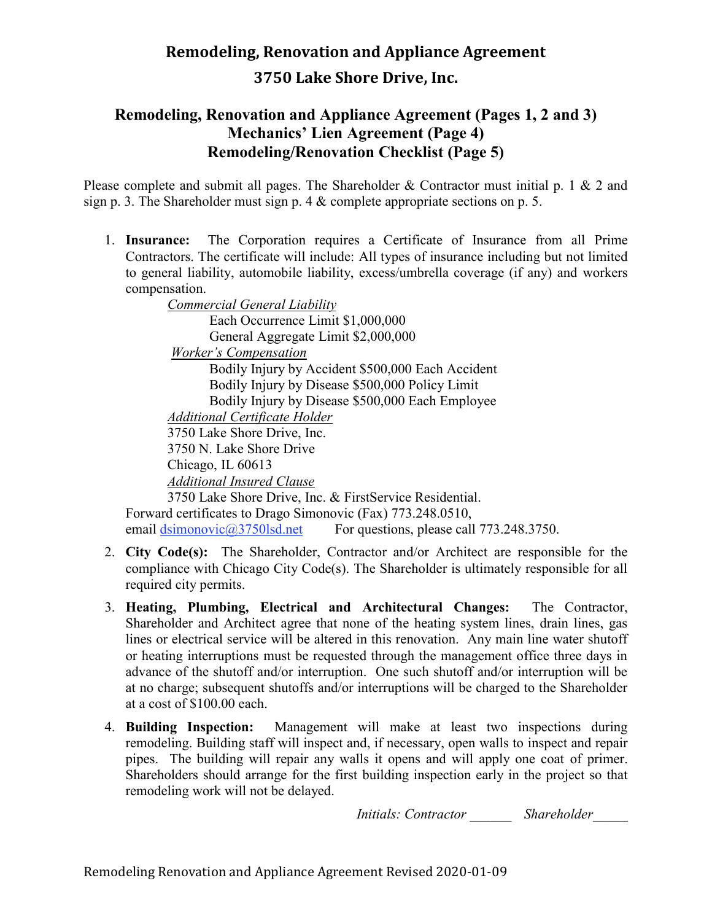# Remodeling, Renovation and Appliance Agreement

# 3750 Lake Shore Drive, Inc.

## Remodeling, Renovation and Appliance Agreement (Pages 1, 2 and 3)
## Mechanics' Lien Agreement (Page 4)
## Remodeling/Renovation Checklist (Page 5)

Please complete and submit all pages. The Shareholder & Contractor must initial p. 1 & 2 and sign p. 3. The Shareholder must sign p. 4 & complete appropriate sections on p. 5.

1. **Insurance:** The Corporation requires a Certificate of Insurance from all Prime Contractors. The certificate will include: All types of insurance including but not limited to general liability, automobile liability, excess/umbrella coverage (if any) and workers compensation.

   *Commercial General Liability*
   
   Each Occurrence Limit $1,000,000
   
   General Aggregate Limit $2,000,000
   
   *Worker's Compensation*
   
   Bodily Injury by Accident $500,000 Each Accident
   
   Bodily Injury by Disease $500,000 Policy Limit
   
   Bodily Injury by Disease $500,000 Each Employee
   
   *Additional Certificate Holder*
   
   3750 Lake Shore Drive, Inc.
   
   3750 N. Lake Shore Drive
   
   Chicago, IL 60613
   
   *Additional Insured Clause*
   
   3750 Lake Shore Drive, Inc. & FirstService Residential.
   
   Forward certificates to Drago Simonovic (Fax) 773.248.0510,
   
   email dsimonovic@3750lsd.net For questions, please call 773.248.3750.

2. **City Code(s):** The Shareholder, Contractor and/or Architect are responsible for the compliance with Chicago City Code(s). The Shareholder is ultimately responsible for all required city permits.

3. **Heating, Plumbing, Electrical and Architectural Changes:** The Contractor, Shareholder and Architect agree that none of the heating system lines, drain lines, gas lines or electrical service will be altered in this renovation. Any main line water shutoff or heating interruptions must be requested through the management office three days in advance of the shutoff and/or interruption. One such shutoff and/or interruption will be at no charge; subsequent shutoffs and/or interruptions will be charged to the Shareholder at a cost of $100.00 each.

4. **Building Inspection:** Management will make at least two inspections during remodeling. Building staff will inspect and, if necessary, open walls to inspect and repair pipes. The building will repair any walls it opens and will apply one coat of primer. Shareholders should arrange for the first building inspection early in the project so that remodeling work will not be delayed.

*Initials: Contractor ______ Shareholder_____*

Remodeling Renovation and Appliance Agreement Revised 2020-01-09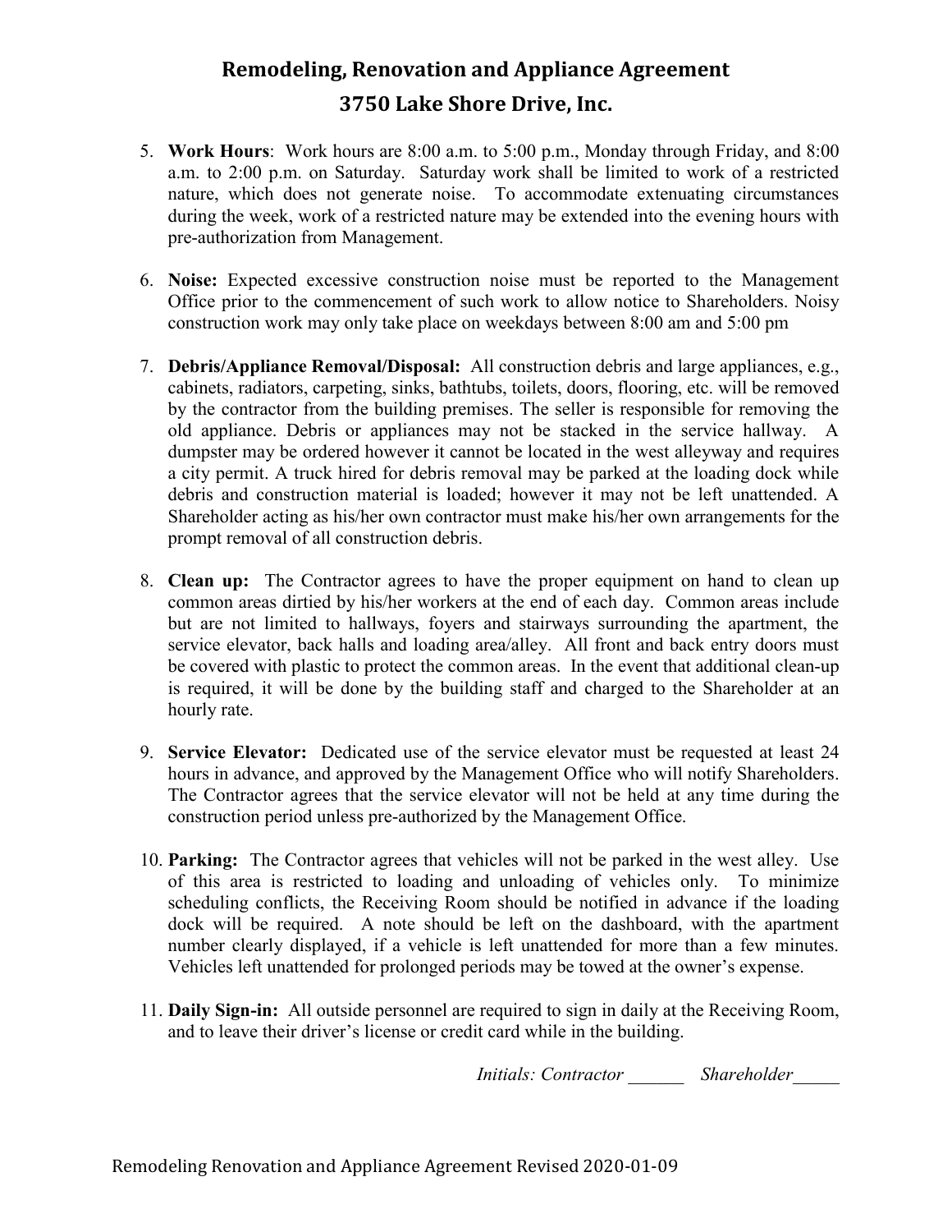# Remodeling, Renovation and Appliance Agreement
# 3750 Lake Shore Drive, Inc.

5. **Work Hours**: Work hours are 8:00 a.m. to 5:00 p.m., Monday through Friday, and 8:00 a.m. to 2:00 p.m. on Saturday. Saturday work shall be limited to work of a restricted nature, which does not generate noise. To accommodate extenuating circumstances during the week, work of a restricted nature may be extended into the evening hours with pre-authorization from Management.

6. **Noise:** Expected excessive construction noise must be reported to the Management Office prior to the commencement of such work to allow notice to Shareholders. Noisy construction work may only take place on weekdays between 8:00 am and 5:00 pm

7. **Debris/Appliance Removal/Disposal:** All construction debris and large appliances, e.g., cabinets, radiators, carpeting, sinks, bathtubs, toilets, doors, flooring, etc. will be removed by the contractor from the building premises. The seller is responsible for removing the old appliance. Debris or appliances may not be stacked in the service hallway. A dumpster may be ordered however it cannot be located in the west alleyway and requires a city permit. A truck hired for debris removal may be parked at the loading dock while debris and construction material is loaded; however it may not be left unattended. A Shareholder acting as his/her own contractor must make his/her own arrangements for the prompt removal of all construction debris.

8. **Clean up:** The Contractor agrees to have the proper equipment on hand to clean up common areas dirtied by his/her workers at the end of each day. Common areas include but are not limited to hallways, foyers and stairways surrounding the apartment, the service elevator, back halls and loading area/alley. All front and back entry doors must be covered with plastic to protect the common areas. In the event that additional clean-up is required, it will be done by the building staff and charged to the Shareholder at an hourly rate.

9. **Service Elevator:** Dedicated use of the service elevator must be requested at least 24 hours in advance, and approved by the Management Office who will notify Shareholders. The Contractor agrees that the service elevator will not be held at any time during the construction period unless pre-authorized by the Management Office.

10. **Parking:** The Contractor agrees that vehicles will not be parked in the west alley. Use of this area is restricted to loading and unloading of vehicles only. To minimize scheduling conflicts, the Receiving Room should be notified in advance if the loading dock will be required. A note should be left on the dashboard, with the apartment number clearly displayed, if a vehicle is left unattended for more than a few minutes. Vehicles left unattended for prolonged periods may be towed at the owner's expense.

11. **Daily Sign-in:** All outside personnel are required to sign in daily at the Receiving Room, and to leave their driver's license or credit card while in the building.

*Initials: Contractor ______ Shareholder_____*

Remodeling Renovation and Appliance Agreement Revised 2020-01-09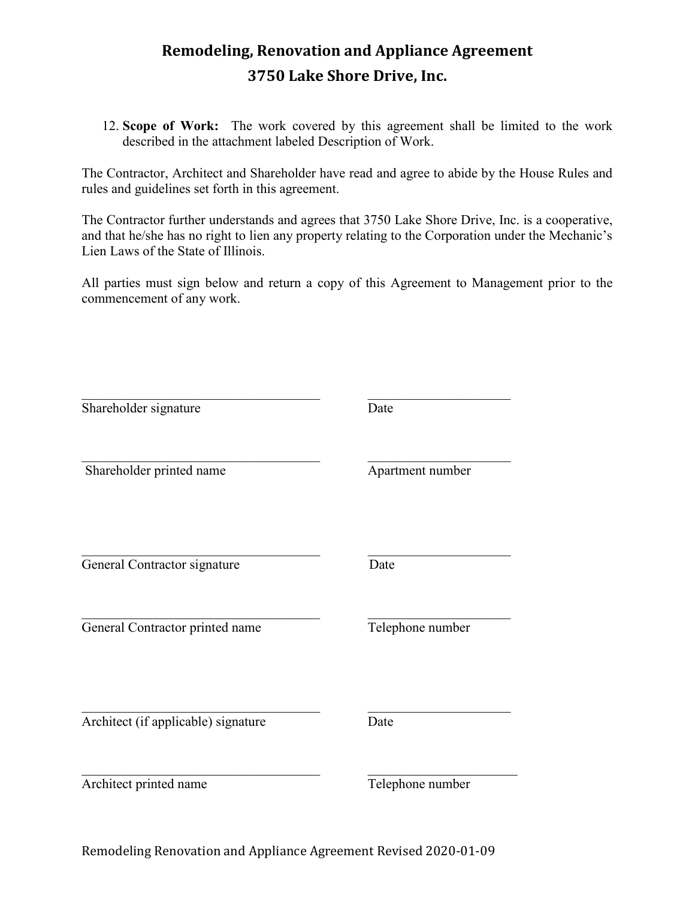# Remodeling, Renovation and Appliance Agreement
## 3750 Lake Shore Drive, Inc.

12. **Scope of Work:** The work covered by this agreement shall be limited to the work described in the attachment labeled Description of Work.

The Contractor, Architect and Shareholder have read and agree to abide by the House Rules and rules and guidelines set forth in this agreement.

The Contractor further understands and agrees that 3750 Lake Shore Drive, Inc. is a cooperative, and that he/she has no right to lien any property relating to the Corporation under the Mechanic's Lien Laws of the State of Illinois.

All parties must sign below and return a copy of this Agreement to Management prior to the commencement of any work.

\_\_\_\_\_\_\_\_\_\_\_\_\_\_\_\_\_\_\_\_\_\_\_\_\_\_\_\_\_\_\_\_\_\_\_ \_\_\_\_\_\_\_\_\_\_\_\_\_\_\_\_\_\_\_\_\_\_
Shareholder signature Date

\_\_\_\_\_\_\_\_\_\_\_\_\_\_\_\_\_\_\_\_\_\_\_\_\_\_\_\_\_\_\_\_\_\_\_ \_\_\_\_\_\_\_\_\_\_\_\_\_\_\_\_\_\_\_\_\_\_
Shareholder printed name Apartment number

\_\_\_\_\_\_\_\_\_\_\_\_\_\_\_\_\_\_\_\_\_\_\_\_\_\_\_\_\_\_\_\_\_\_\_ \_\_\_\_\_\_\_\_\_\_\_\_\_\_\_\_\_\_\_\_\_\_
General Contractor signature Date

\_\_\_\_\_\_\_\_\_\_\_\_\_\_\_\_\_\_\_\_\_\_\_\_\_\_\_\_\_\_\_\_\_\_\_ \_\_\_\_\_\_\_\_\_\_\_\_\_\_\_\_\_\_\_\_\_\_
General Contractor printed name Telephone number

\_\_\_\_\_\_\_\_\_\_\_\_\_\_\_\_\_\_\_\_\_\_\_\_\_\_\_\_\_\_\_\_\_\_\_ \_\_\_\_\_\_\_\_\_\_\_\_\_\_\_\_\_\_\_\_\_\_
Architect (if applicable) signature Date

\_\_\_\_\_\_\_\_\_\_\_\_\_\_\_\_\_\_\_\_\_\_\_\_\_\_\_\_\_\_\_\_\_\_\_ \_\_\_\_\_\_\_\_\_\_\_\_\_\_\_\_\_\_\_\_\_\_
Architect printed name Telephone number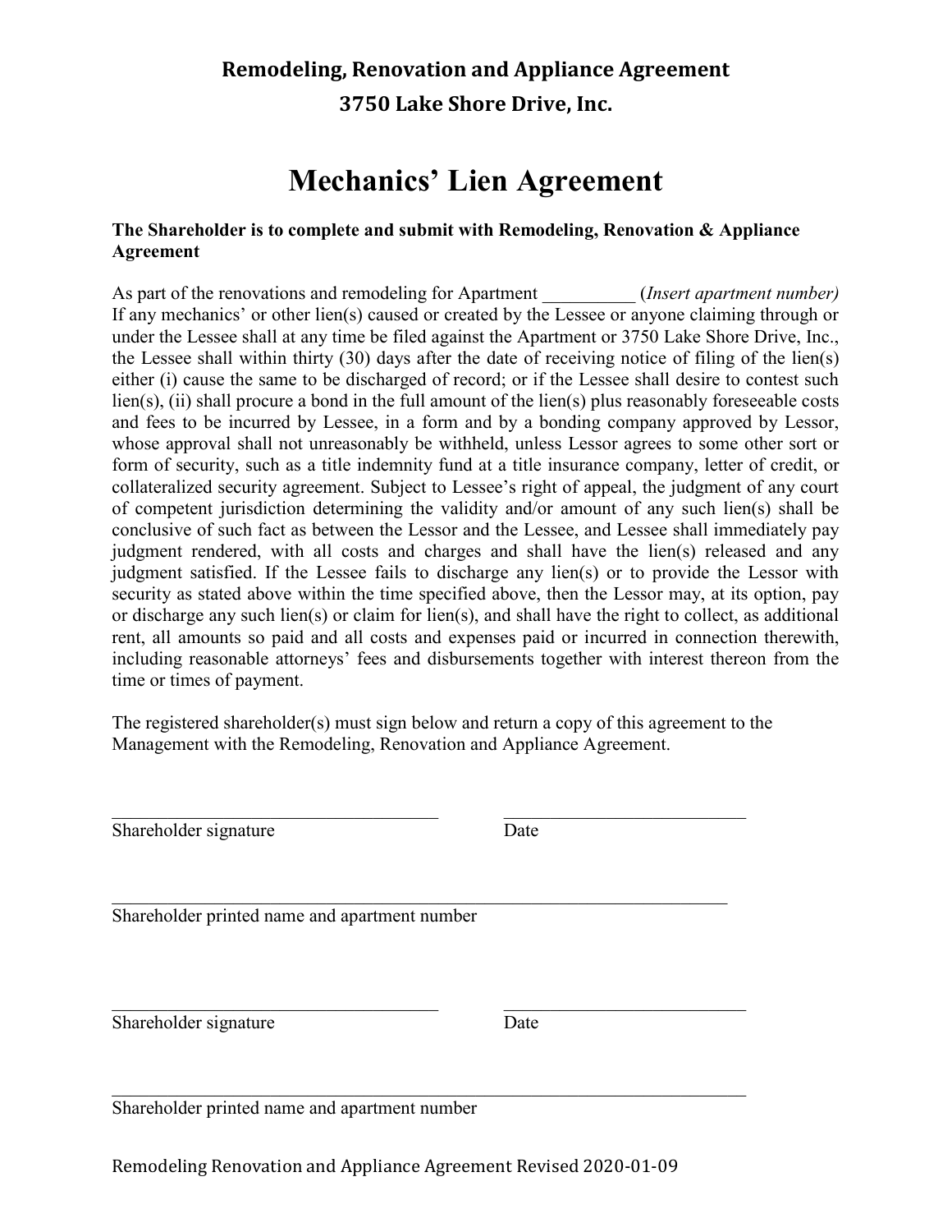## Remodeling, Renovation and Appliance Agreement
## 3750 Lake Shore Drive, Inc.

# Mechanics' Lien Agreement

**The Shareholder is to complete and submit with Remodeling, Renovation & Appliance Agreement**

As part of the renovations and remodeling for Apartment __________ (*Insert apartment number)* If any mechanics' or other lien(s) caused or created by the Lessee or anyone claiming through or under the Lessee shall at any time be filed against the Apartment or 3750 Lake Shore Drive, Inc., the Lessee shall within thirty (30) days after the date of receiving notice of filing of the lien(s) either (i) cause the same to be discharged of record; or if the Lessee shall desire to contest such lien(s), (ii) shall procure a bond in the full amount of the lien(s) plus reasonably foreseeable costs and fees to be incurred by Lessee, in a form and by a bonding company approved by Lessor, whose approval shall not unreasonably be withheld, unless Lessor agrees to some other sort or form of security, such as a title indemnity fund at a title insurance company, letter of credit, or collateralized security agreement. Subject to Lessee's right of appeal, the judgment of any court of competent jurisdiction determining the validity and/or amount of any such lien(s) shall be conclusive of such fact as between the Lessor and the Lessee, and Lessee shall immediately pay judgment rendered, with all costs and charges and shall have the lien(s) released and any judgment satisfied. If the Lessee fails to discharge any lien(s) or to provide the Lessor with security as stated above within the time specified above, then the Lessor may, at its option, pay or discharge any such lien(s) or claim for lien(s), and shall have the right to collect, as additional rent, all amounts so paid and all costs and expenses paid or incurred in connection therewith, including reasonable attorneys' fees and disbursements together with interest thereon from the time or times of payment.

The registered shareholder(s) must sign below and return a copy of this agreement to the Management with the Remodeling, Renovation and Appliance Agreement.

___________________________________ ___________________________
Shareholder signature Date

____________________________________________________________________
Shareholder printed name and apartment number

___________________________________ ___________________________
Shareholder signature Date

____________________________________________________________________
Shareholder printed name and apartment number

Remodeling Renovation and Appliance Agreement Revised 2020-01-09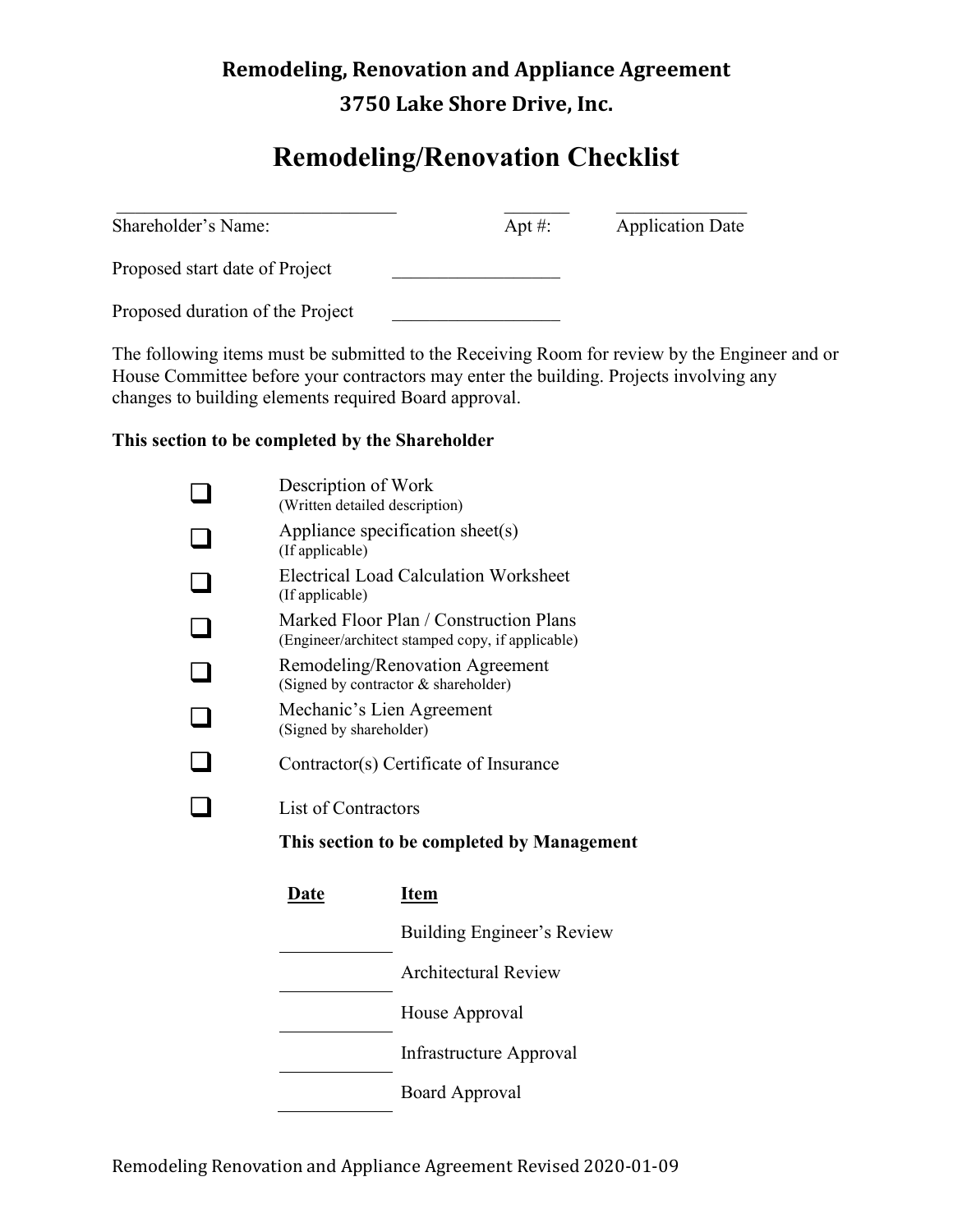## Remodeling, Renovation and Appliance Agreement
## 3750 Lake Shore Drive, Inc.

# Remodeling/Renovation Checklist

Shareholder's Name: ______________________________ Apt #: _______ Application Date ______________

Proposed start date of Project ________________

Proposed duration of the Project ________________

The following items must be submitted to the Receiving Room for review by the Engineer and or House Committee before your contractors may enter the building. Projects involving any changes to building elements required Board approval.

**This section to be completed by the Shareholder**

- ☐ Description of Work (Written detailed description)
- ☐ Appliance specification sheet(s) (If applicable)
- ☐ Electrical Load Calculation Worksheet (If applicable)
- ☐ Marked Floor Plan / Construction Plans (Engineer/architect stamped copy, if applicable)
- ☐ Remodeling/Renovation Agreement (Signed by contractor & shareholder)
- ☐ Mechanic's Lien Agreement (Signed by shareholder)
- ☐ Contractor(s) Certificate of Insurance
- ☐ List of Contractors

**This section to be completed by Management**

| Date | Item |
|---|---|
| ____________ | Building Engineer's Review |
| ____________ | Architectural Review |
| ____________ | House Approval |
| ____________ | Infrastructure Approval |
| ____________ | Board Approval |

Remodeling Renovation and Appliance Agreement Revised 2020-01-09